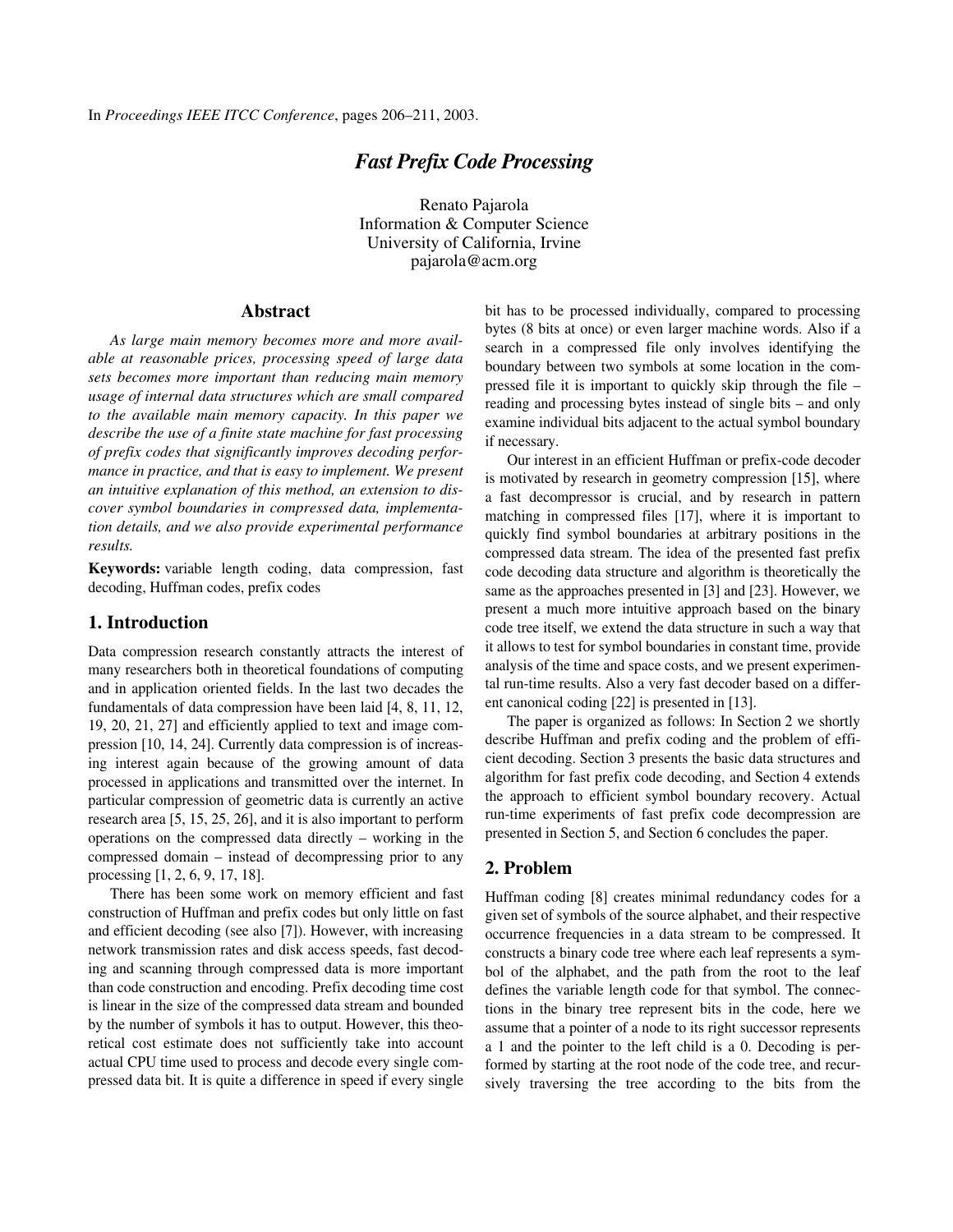In *Proceedings IEEE ITCC Conference*, pages 206–211, 2003.

# *Fast Prefix Code Processing*

Renato Pajarola
Information & Computer Science
University of California, Irvine
pajarola@acm.org

## Abstract

*As large main memory becomes more and more available at reasonable prices, processing speed of large data sets becomes more important than reducing main memory usage of internal data structures which are small compared to the available main memory capacity. In this paper we describe the use of a finite state machine for fast processing of prefix codes that significantly improves decoding performance in practice, and that is easy to implement. We present an intuitive explanation of this method, an extension to discover symbol boundaries in compressed data, implementation details, and we also provide experimental performance results.*

**Keywords:** variable length coding, data compression, fast decoding, Huffman codes, prefix codes

## 1. Introduction

Data compression research constantly attracts the interest of many researchers both in theoretical foundations of computing and in application oriented fields. In the last two decades the fundamentals of data compression have been laid [4, 8, 11, 12, 19, 20, 21, 27] and efficiently applied to text and image compression [10, 14, 24]. Currently data compression is of increasing interest again because of the growing amount of data processed in applications and transmitted over the internet. In particular compression of geometric data is currently an active research area [5, 15, 25, 26], and it is also important to perform operations on the compressed data directly – working in the compressed domain – instead of decompressing prior to any processing [1, 2, 6, 9, 17, 18].

There has been some work on memory efficient and fast construction of Huffman and prefix codes but only little on fast and efficient decoding (see also [7]). However, with increasing network transmission rates and disk access speeds, fast decoding and scanning through compressed data is more important than code construction and encoding. Prefix decoding time cost is linear in the size of the compressed data stream and bounded by the number of symbols it has to output. However, this theoretical cost estimate does not sufficiently take into account actual CPU time used to process and decode every single compressed data bit. It is quite a difference in speed if every single bit has to be processed individually, compared to processing bytes (8 bits at once) or even larger machine words. Also if a search in a compressed file only involves identifying the boundary between two symbols at some location in the compressed file it is important to quickly skip through the file – reading and processing bytes instead of single bits – and only examine individual bits adjacent to the actual symbol boundary if necessary.

Our interest in an efficient Huffman or prefix-code decoder is motivated by research in geometry compression [15], where a fast decompressor is crucial, and by research in pattern matching in compressed files [17], where it is important to quickly find symbol boundaries at arbitrary positions in the compressed data stream. The idea of the presented fast prefix code decoding data structure and algorithm is theoretically the same as the approaches presented in [3] and [23]. However, we present a much more intuitive approach based on the binary code tree itself, we extend the data structure in such a way that it allows to test for symbol boundaries in constant time, provide analysis of the time and space costs, and we present experimental run-time results. Also a very fast decoder based on a different canonical coding [22] is presented in [13].

The paper is organized as follows: In Section 2 we shortly describe Huffman and prefix coding and the problem of efficient decoding. Section 3 presents the basic data structures and algorithm for fast prefix code decoding, and Section 4 extends the approach to efficient symbol boundary recovery. Actual run-time experiments of fast prefix code decompression are presented in Section 5, and Section 6 concludes the paper.

## 2. Problem

Huffman coding [8] creates minimal redundancy codes for a given set of symbols of the source alphabet, and their respective occurrence frequencies in a data stream to be compressed. It constructs a binary code tree where each leaf represents a symbol of the alphabet, and the path from the root to the leaf defines the variable length code for that symbol. The connections in the binary tree represent bits in the code, here we assume that a pointer of a node to its right successor represents a 1 and the pointer to the left child is a 0. Decoding is performed by starting at the root node of the code tree, and recursively traversing the tree according to the bits from the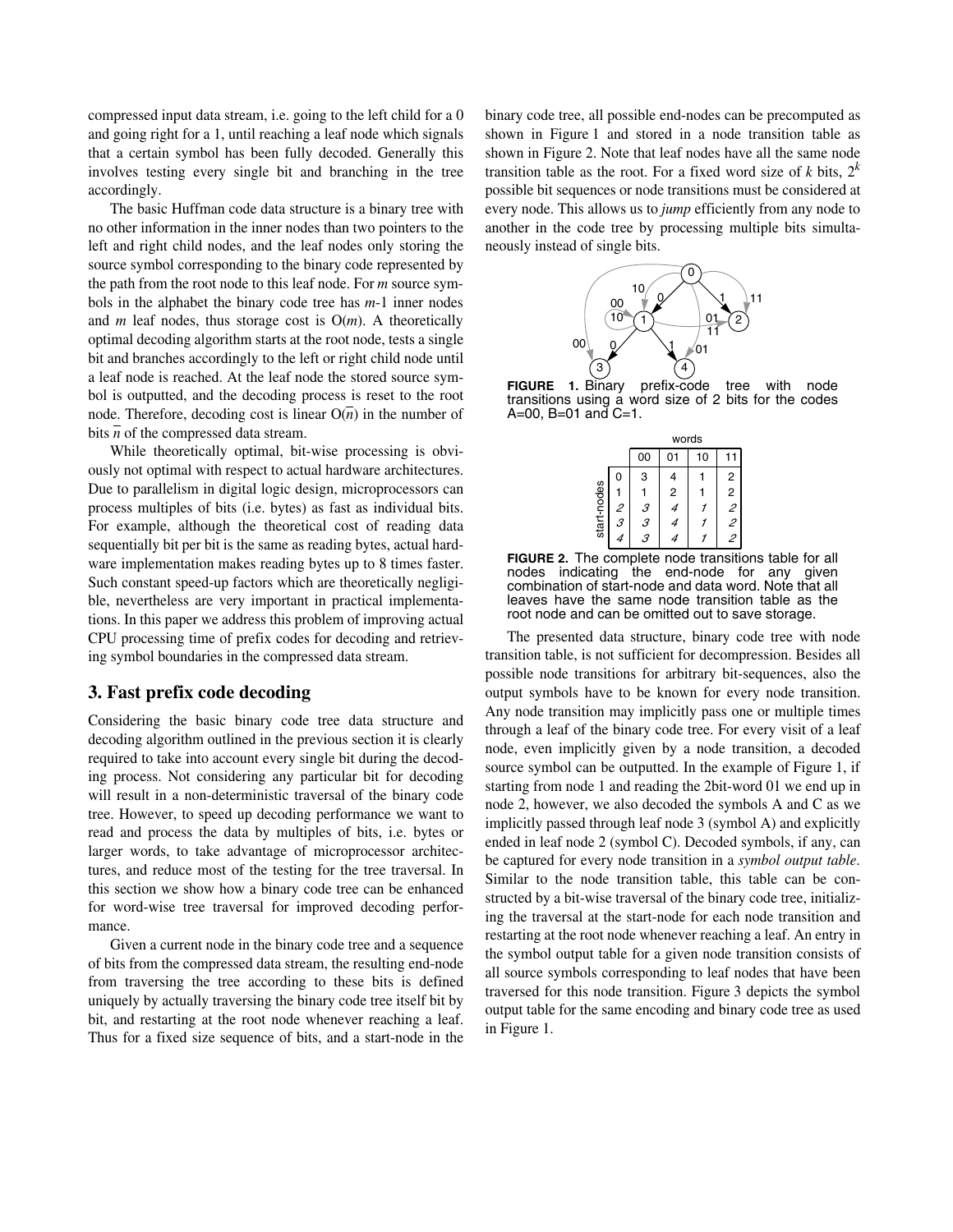compressed input data stream, i.e. going to the left child for a 0 and going right for a 1, until reaching a leaf node which signals that a certain symbol has been fully decoded. Generally this involves testing every single bit and branching in the tree accordingly.

The basic Huffman code data structure is a binary tree with no other information in the inner nodes than two pointers to the left and right child nodes, and the leaf nodes only storing the source symbol corresponding to the binary code represented by the path from the root node to this leaf node. For $m$ source symbols in the alphabet the binary code tree has $m$-1 inner nodes and $m$ leaf nodes, thus storage cost is O($m$). A theoretically optimal decoding algorithm starts at the root node, tests a single bit and branches accordingly to the left or right child node until a leaf node is reached. At the leaf node the stored source symbol is outputted, and the decoding process is reset to the root node. Therefore, decoding cost is linear $O(\overline{n})$ in the number of bits $\overline{n}$ of the compressed data stream.

While theoretically optimal, bit-wise processing is obviously not optimal with respect to actual hardware architectures. Due to parallelism in digital logic design, microprocessors can process multiples of bits (i.e. bytes) as fast as individual bits. For example, although the theoretical cost of reading data sequentially bit per bit is the same as reading bytes, actual hardware implementation makes reading bytes up to 8 times faster. Such constant speed-up factors which are theoretically negligible, nevertheless are very important in practical implementations. In this paper we address this problem of improving actual CPU processing time of prefix codes for decoding and retrieving symbol boundaries in the compressed data stream.

## 3. Fast prefix code decoding

Considering the basic binary code tree data structure and decoding algorithm outlined in the previous section it is clearly required to take into account every single bit during the decoding process. Not considering any particular bit for decoding will result in a non-deterministic traversal of the binary code tree. However, to speed up decoding performance we want to read and process the data by multiples of bits, i.e. bytes or larger words, to take advantage of microprocessor architectures, and reduce most of the testing for the tree traversal. In this section we show how a binary code tree can be enhanced for word-wise tree traversal for improved decoding performance.

Given a current node in the binary code tree and a sequence of bits from the compressed data stream, the resulting end-node from traversing the tree according to these bits is defined uniquely by actually traversing the binary code tree itself bit by bit, and restarting at the root node whenever reaching a leaf. Thus for a fixed size sequence of bits, and a start-node in the binary code tree, all possible end-nodes can be precomputed as shown in Figure 1 and stored in a node transition table as shown in Figure 2. Note that leaf nodes have all the same node transition table as the root. For a fixed word size of $k$ bits, $2^k$ possible bit sequences or node transitions must be considered at every node. This allows us to *jump* efficiently from any node to another in the code tree by processing multiple bits simultaneously instead of single bits.

**FIGURE 1.** Binary prefix-code tree with node transitions using a word size of 2 bits for the codes A=00, B=01 and C=1.

| start-nodes | words: 00 | 01 | 10 | 11 |
|---|---|---|---|---|
| 0 | 3 | 4 | 1 | 2 |
| 1 | 1 | 2 | 1 | 2 |
| *2* | *3* | *4* | *1* | *2* |
| *3* | *3* | *4* | *1* | *2* |
| *4* | *3* | *4* | *1* | *2* |

**FIGURE 2.** The complete node transitions table for all nodes indicating the end-node for any given combination of start-node and data word. Note that all leaves have the same node transition table as the root node and can be omitted out to save storage.

The presented data structure, binary code tree with node transition table, is not sufficient for decompression. Besides all possible node transitions for arbitrary bit-sequences, also the output symbols have to be known for every node transition. Any node transition may implicitly pass one or multiple times through a leaf of the binary code tree. For every visit of a leaf node, even implicitly given by a node transition, a decoded source symbol can be outputted. In the example of Figure 1, if starting from node 1 and reading the 2bit-word 01 we end up in node 2, however, we also decoded the symbols A and C as we implicitly passed through leaf node 3 (symbol A) and explicitly ended in leaf node 2 (symbol C). Decoded symbols, if any, can be captured for every node transition in a *symbol output table*. Similar to the node transition table, this table can be constructed by a bit-wise traversal of the binary code tree, initializing the traversal at the start-node for each node transition and restarting at the root node whenever reaching a leaf. An entry in the symbol output table for a given node transition consists of all source symbols corresponding to leaf nodes that have been traversed for this node transition. Figure 3 depicts the symbol output table for the same encoding and binary code tree as used in Figure 1.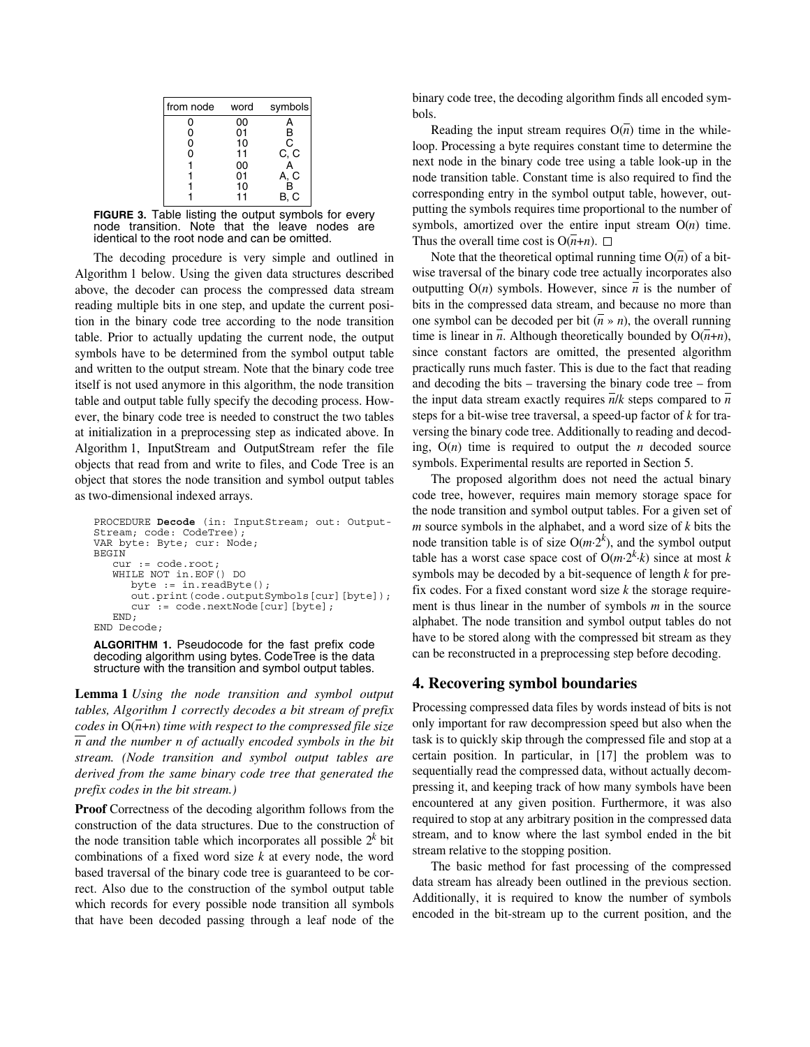| from node | word | symbols |
|---|---|---|
| 0 | 00 | A |
| 0 | 01 | B |
| 0 | 10 | C |
| 0 | 11 | C, C |
| 1 | 00 | A |
| 1 | 01 | A, C |
| 1 | 10 | B |
| 1 | 11 | B, C |

**FIGURE 3.** Table listing the output symbols for every node transition. Note that the leave nodes are identical to the root node and can be omitted.

The decoding procedure is very simple and outlined in Algorithm 1 below. Using the given data structures described above, the decoder can process the compressed data stream reading multiple bits in one step, and update the current position in the binary code tree according to the node transition table. Prior to actually updating the current node, the output symbols have to be determined from the symbol output table and written to the output stream. Note that the binary code tree itself is not used anymore in this algorithm, the node transition table and output table fully specify the decoding process. However, the binary code tree is needed to construct the two tables at initialization in a preprocessing step as indicated above. In Algorithm 1, InputStream and OutputStream refer the file objects that read from and write to files, and Code Tree is an object that stores the node transition and symbol output tables as two-dimensional indexed arrays.

```
PROCEDURE Decode (in: InputStream; out: Output-
Stream; code: CodeTree);
VAR byte: Byte; cur: Node;
BEGIN
   cur := code.root;
   WHILE NOT in.EOF() DO
      byte := in.readByte();
      out.print(code.outputSymbols[cur][byte]);
      cur := code.nextNode[cur][byte];
   END;
END Decode;
```

**ALGORITHM 1.** Pseudocode for the fast prefix code decoding algorithm using bytes. CodeTree is the data structure with the transition and symbol output tables.

**Lemma 1** *Using the node transition and symbol output tables, Algorithm 1 correctly decodes a bit stream of prefix codes in* $O(\overline{n}+n)$ *time with respect to the compressed file size* $\overline{n}$ *and the number n of actually encoded symbols in the bit stream. (Node transition and symbol output tables are derived from the same binary code tree that generated the prefix codes in the bit stream.)*

**Proof** Correctness of the decoding algorithm follows from the construction of the data structures. Due to the construction of the node transition table which incorporates all possible $2^k$ bit combinations of a fixed word size $k$ at every node, the word based traversal of the binary code tree is guaranteed to be correct. Also due to the construction of the symbol output table which records for every possible node transition all symbols that have been decoded passing through a leaf node of the binary code tree, the decoding algorithm finds all encoded symbols.

Reading the input stream requires $O(\overline{n})$ time in the while-loop. Processing a byte requires constant time to determine the next node in the binary code tree using a table look-up in the node transition table. Constant time is also required to find the corresponding entry in the symbol output table, however, outputting the symbols requires time proportional to the number of symbols, amortized over the entire input stream $O(n)$ time. Thus the overall time cost is $O(\overline{n}+n)$. □

Note that the theoretical optimal running time $O(\overline{n})$ of a bit-wise traversal of the binary code tree actually incorporates also outputting $O(n)$ symbols. However, since $\overline{n}$ is the number of bits in the compressed data stream, and because no more than one symbol can be decoded per bit ($\overline{n} \gg n$), the overall running time is linear in $\overline{n}$. Although theoretically bounded by $O(\overline{n}+n)$, since constant factors are omitted, the presented algorithm practically runs much faster. This is due to the fact that reading and decoding the bits – traversing the binary code tree – from the input data stream exactly requires $\overline{n}/k$ steps compared to $\overline{n}$ steps for a bit-wise tree traversal, a speed-up factor of $k$ for traversing the binary code tree. Additionally to reading and decoding, $O(n)$ time is required to output the $n$ decoded source symbols. Experimental results are reported in Section 5.

The proposed algorithm does not need the actual binary code tree, however, requires main memory storage space for the node transition and symbol output tables. For a given set of $m$ source symbols in the alphabet, and a word size of $k$ bits the node transition table is of size $O(m \cdot 2^k)$, and the symbol output table has a worst case space cost of $O(m \cdot 2^k \cdot k)$ since at most $k$ symbols may be decoded by a bit-sequence of length $k$ for prefix codes. For a fixed constant word size $k$ the storage requirement is thus linear in the number of symbols $m$ in the source alphabet. The node transition and symbol output tables do not have to be stored along with the compressed bit stream as they can be reconstructed in a preprocessing step before decoding.

## 4. Recovering symbol boundaries

Processing compressed data files by words instead of bits is not only important for raw decompression speed but also when the task is to quickly skip through the compressed file and stop at a certain position. In particular, in [17] the problem was to sequentially read the compressed data, without actually decompressing it, and keeping track of how many symbols have been encountered at any given position. Furthermore, it was also required to stop at any arbitrary position in the compressed data stream, and to know where the last symbol ended in the bit stream relative to the stopping position.

The basic method for fast processing of the compressed data stream has already been outlined in the previous section. Additionally, it is required to know the number of symbols encoded in the bit-stream up to the current position, and the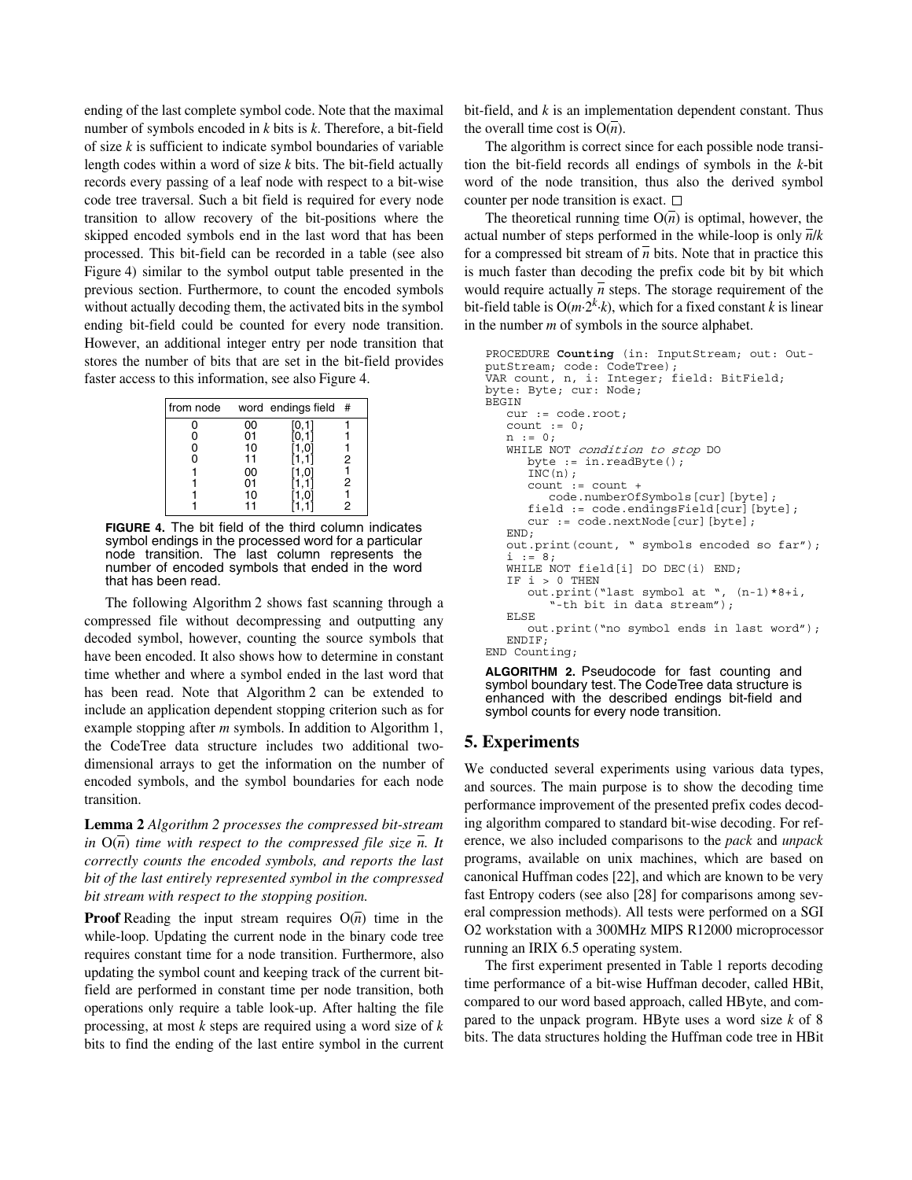ending of the last complete symbol code. Note that the maximal number of symbols encoded in $k$ bits is $k$. Therefore, a bit-field of size $k$ is sufficient to indicate symbol boundaries of variable length codes within a word of size $k$ bits. The bit-field actually records every passing of a leaf node with respect to a bit-wise code tree traversal. Such a bit field is required for every node transition to allow recovery of the bit-positions where the skipped encoded symbols end in the last word that has been processed. This bit-field can be recorded in a table (see also Figure 4) similar to the symbol output table presented in the previous section. Furthermore, to count the encoded symbols without actually decoding them, the activated bits in the symbol ending bit-field could be counted for every node transition. However, an additional integer entry per node transition that stores the number of bits that are set in the bit-field provides faster access to this information, see also Figure 4.

| from node | word | endings field | # |
|---|---|---|---|
| 0 | 00 | [0,1] | 1 |
| 0 | 01 | [0,1] | 1 |
| 0 | 10 | [1,0] | 1 |
| 0 | 11 | [1,1] | 2 |
| 1 | 00 | [1,0] | 1 |
| 1 | 01 | [1,1] | 2 |
| 1 | 10 | [1,0] | 1 |
| 1 | 11 | [1,1] | 2 |

**FIGURE 4.** The bit field of the third column indicates symbol endings in the processed word for a particular node transition. The last column represents the number of encoded symbols that ended in the word that has been read.

The following Algorithm 2 shows fast scanning through a compressed file without decompressing and outputting any decoded symbol, however, counting the source symbols that have been encoded. It also shows how to determine in constant time whether and where a symbol ended in the last word that has been read. Note that Algorithm 2 can be extended to include an application dependent stopping criterion such as for example stopping after $m$ symbols. In addition to Algorithm 1, the CodeTree data structure includes two additional two-dimensional arrays to get the information on the number of encoded symbols, and the symbol boundaries for each node transition.

**Lemma 2** *Algorithm 2 processes the compressed bit-stream in $O(\bar{n})$ time with respect to the compressed file size $\bar{n}$. It correctly counts the encoded symbols, and reports the last bit of the last entirely represented symbol in the compressed bit stream with respect to the stopping position.*

**Proof** Reading the input stream requires $O(\bar{n})$ time in the while-loop. Updating the current node in the binary code tree requires constant time for a node transition. Furthermore, also updating the symbol count and keeping track of the current bit-field are performed in constant time per node transition, both operations only require a table look-up. After halting the file processing, at most $k$ steps are required using a word size of $k$ bits to find the ending of the last entire symbol in the current bit-field, and $k$ is an implementation dependent constant. Thus the overall time cost is $O(\bar{n})$.

The algorithm is correct since for each possible node transition the bit-field records all endings of symbols in the $k$-bit word of the node transition, thus also the derived symbol counter per node transition is exact. □

The theoretical running time $O(\bar{n})$ is optimal, however, the actual number of steps performed in the while-loop is only $\bar{n}/k$ for a compressed bit stream of $\bar{n}$ bits. Note that in practice this is much faster than decoding the prefix code bit by bit which would require actually $\bar{n}$ steps. The storage requirement of the bit-field table is $O(m \cdot 2^k \cdot k)$, which for a fixed constant $k$ is linear in the number $m$ of symbols in the source alphabet.

```
PROCEDURE Counting (in: InputStream; out: Out-
putStream; code: CodeTree);
VAR count, n, i: Integer; field: BitField;
byte: Byte; cur: Node;
BEGIN
   cur := code.root;
   count := 0;
   n := 0;
   WHILE NOT condition to stop DO
      byte := in.readByte();
      INC(n);
      count := count +
         code.numberOfSymbols[cur][byte];
      field := code.endingsField[cur][byte];
      cur := code.nextNode[cur][byte];
   END;
   out.print(count, " symbols encoded so far");
   i := 8;
   WHILE NOT field[i] DO DEC(i) END;
   IF i > 0 THEN
      out.print("last symbol at ", (n-1)*8+i,
         "-th bit in data stream");
   ELSE
      out.print("no symbol ends in last word");
   ENDIF;
END Counting;
```

**ALGORITHM 2.** Pseudocode for fast counting and symbol boundary test. The CodeTree data structure is enhanced with the described endings bit-field and symbol counts for every node transition.

## 5. Experiments

We conducted several experiments using various data types, and sources. The main purpose is to show the decoding time performance improvement of the presented prefix codes decoding algorithm compared to standard bit-wise decoding. For reference, we also included comparisons to the *pack* and *unpack* programs, available on unix machines, which are based on canonical Huffman codes [22], and which are known to be very fast Entropy coders (see also [28] for comparisons among several compression methods). All tests were performed on a SGI O2 workstation with a 300MHz MIPS R12000 microprocessor running an IRIX 6.5 operating system.

The first experiment presented in Table 1 reports decoding time performance of a bit-wise Huffman decoder, called HBit, compared to our word based approach, called HByte, and compared to the unpack program. HByte uses a word size $k$ of 8 bits. The data structures holding the Huffman code tree in HBit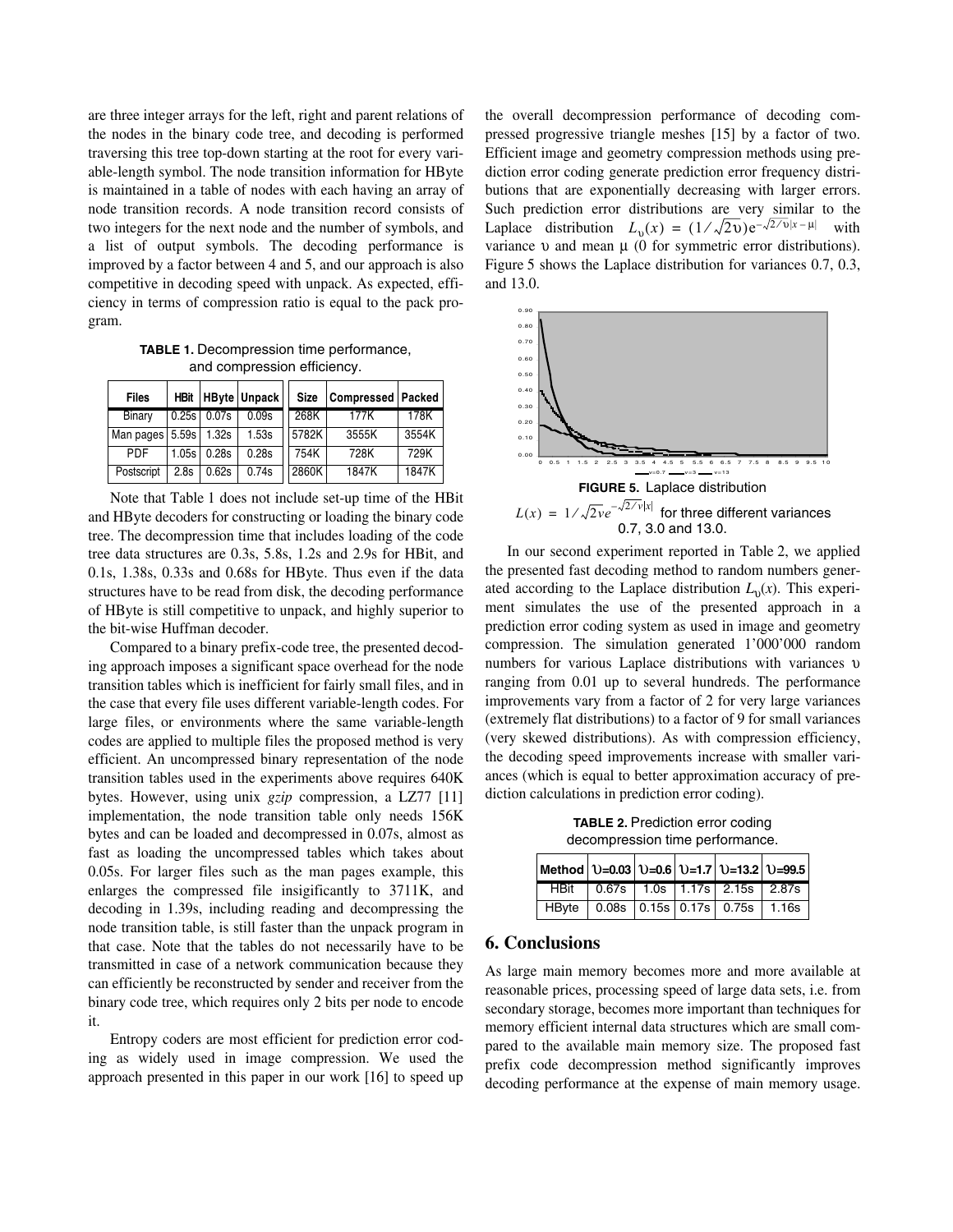are three integer arrays for the left, right and parent relations of the nodes in the binary code tree, and decoding is performed traversing this tree top-down starting at the root for every variable-length symbol. The node transition information for HByte is maintained in a table of nodes with each having an array of node transition records. A node transition record consists of two integers for the next node and the number of symbols, and a list of output symbols. The decoding performance is improved by a factor between 4 and 5, and our approach is also competitive in decoding speed with unpack. As expected, efficiency in terms of compression ratio is equal to the pack program.

**TABLE 1.** Decompression time performance, and compression efficiency.

| Files | HBit | HByte | Unpack | Size | Compressed | Packed |
|---|---|---|---|---|---|---|
| Binary | 0.25s | 0.07s | 0.09s | 268K | 177K | 178K |
| Man pages | 5.59s | 1.32s | 1.53s | 5782K | 3555K | 3554K |
| PDF | 1.05s | 0.28s | 0.28s | 754K | 728K | 729K |
| Postscript | 2.8s | 0.62s | 0.74s | 2860K | 1847K | 1847K |

Note that Table 1 does not include set-up time of the HBit and HByte decoders for constructing or loading the binary code tree. The decompression time that includes loading of the code tree data structures are 0.3s, 5.8s, 1.2s and 2.9s for HBit, and 0.1s, 1.38s, 0.33s and 0.68s for HByte. Thus even if the data structures have to be read from disk, the decoding performance of HByte is still competitive to unpack, and highly superior to the bit-wise Huffman decoder.

Compared to a binary prefix-code tree, the presented decoding approach imposes a significant space overhead for the node transition tables which is inefficient for fairly small files, and in the case that every file uses different variable-length codes. For large files, or environments where the same variable-length codes are applied to multiple files the proposed method is very efficient. An uncompressed binary representation of the node transition tables used in the experiments above requires 640K bytes. However, using unix *gzip* compression, a LZ77 [11] implementation, the node transition table only needs 156K bytes and can be loaded and decompressed in 0.07s, almost as fast as loading the uncompressed tables which takes about 0.05s. For larger files such as the man pages example, this enlarges the compressed file insigificantly to 3711K, and decoding in 1.39s, including reading and decompressing the node transition table, is still faster than the unpack program in that case. Note that the tables do not necessarily have to be transmitted in case of a network communication because they can efficiently be reconstructed by sender and receiver from the binary code tree, which requires only 2 bits per node to encode it.

Entropy coders are most efficient for prediction error coding as widely used in image compression. We used the approach presented in this paper in our work [16] to speed up the overall decompression performance of decoding compressed progressive triangle meshes [15] by a factor of two. Efficient image and geometry compression methods using prediction error coding generate prediction error frequency distributions that are exponentially decreasing with larger errors. Such prediction error distributions are very similar to the Laplace distribution $L_\upsilon(x) = (1/\sqrt{2\upsilon})e^{-\sqrt{2/\upsilon}|x-\mu|}$ with variance $\upsilon$ and mean $\mu$ (0 for symmetric error distributions). Figure 5 shows the Laplace distribution for variances 0.7, 0.3, and 13.0.

**FIGURE 5.** Laplace distribution $L(x) = 1/\sqrt{2v}e^{-\sqrt{2/v}|x|}$ for three different variances 0.7, 3.0 and 13.0.

In our second experiment reported in Table 2, we applied the presented fast decoding method to random numbers generated according to the Laplace distribution $L_\upsilon(x)$. This experiment simulates the use of the presented approach in a prediction error coding system as used in image and geometry compression. The simulation generated 1'000'000 random numbers for various Laplace distributions with variances $\upsilon$ ranging from 0.01 up to several hundreds. The performance improvements vary from a factor of 2 for very large variances (extremely flat distributions) to a factor of 9 for small variances (very skewed distributions). As with compression efficiency, the decoding speed improvements increase with smaller variances (which is equal to better approximation accuracy of prediction calculations in prediction error coding).

**TABLE 2.** Prediction error coding decompression time performance.

| Method | $\upsilon$=0.03 | $\upsilon$=0.6 | $\upsilon$=1.7 | $\upsilon$=13.2 | $\upsilon$=99.5 |
|---|---|---|---|---|---|
| HBit | 0.67s | 1.0s | 1.17s | 2.15s | 2.87s |
| HByte | 0.08s | 0.15s | 0.17s | 0.75s | 1.16s |

## 6. Conclusions

As large main memory becomes more and more available at reasonable prices, processing speed of large data sets, i.e. from secondary storage, becomes more important than techniques for memory efficient internal data structures which are small compared to the available main memory size. The proposed fast prefix code decompression method significantly improves decoding performance at the expense of main memory usage.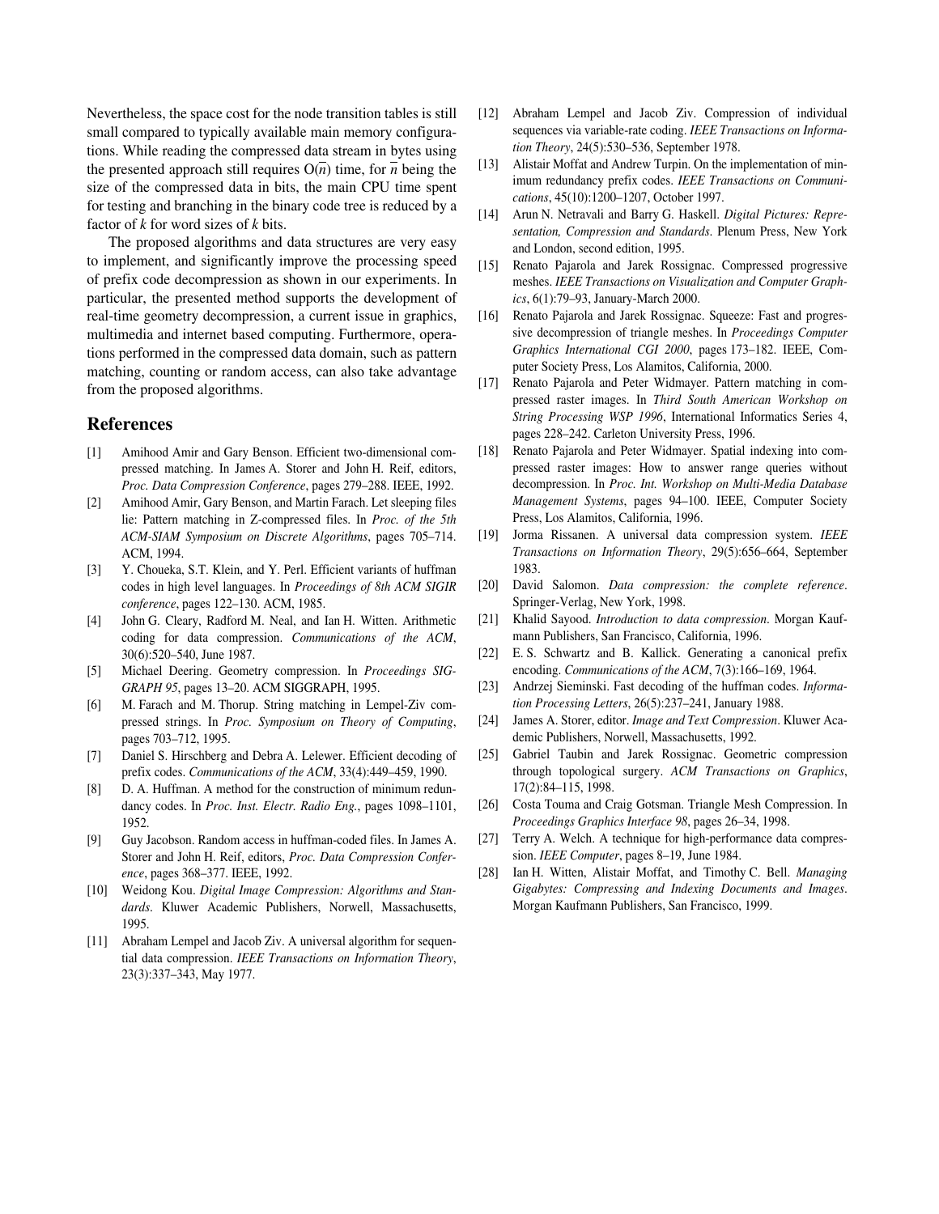Nevertheless, the space cost for the node transition tables is still small compared to typically available main memory configurations. While reading the compressed data stream in bytes using the presented approach still requires $O(\overline{n})$ time, for $\overline{n}$ being the size of the compressed data in bits, the main CPU time spent for testing and branching in the binary code tree is reduced by a factor of $k$ for word sizes of $k$ bits.

The proposed algorithms and data structures are very easy to implement, and significantly improve the processing speed of prefix code decompression as shown in our experiments. In particular, the presented method supports the development of real-time geometry decompression, a current issue in graphics, multimedia and internet based computing. Furthermore, operations performed in the compressed data domain, such as pattern matching, counting or random access, can also take advantage from the proposed algorithms.

## References

[1] Amihood Amir and Gary Benson. Efficient two-dimensional compressed matching. In James A. Storer and John H. Reif, editors, *Proc. Data Compression Conference*, pages 279–288. IEEE, 1992.

[2] Amihood Amir, Gary Benson, and Martin Farach. Let sleeping files lie: Pattern matching in Z-compressed files. In *Proc. of the 5th ACM-SIAM Symposium on Discrete Algorithms*, pages 705–714. ACM, 1994.

[3] Y. Choueka, S.T. Klein, and Y. Perl. Efficient variants of huffman codes in high level languages. In *Proceedings of 8th ACM SIGIR conference*, pages 122–130. ACM, 1985.

[4] John G. Cleary, Radford M. Neal, and Ian H. Witten. Arithmetic coding for data compression. *Communications of the ACM*, 30(6):520–540, June 1987.

[5] Michael Deering. Geometry compression. In *Proceedings SIGGRAPH 95*, pages 13–20. ACM SIGGRAPH, 1995.

[6] M. Farach and M. Thorup. String matching in Lempel-Ziv compressed strings. In *Proc. Symposium on Theory of Computing*, pages 703–712, 1995.

[7] Daniel S. Hirschberg and Debra A. Lelewer. Efficient decoding of prefix codes. *Communications of the ACM*, 33(4):449–459, 1990.

[8] D. A. Huffman. A method for the construction of minimum redundancy codes. In *Proc. Inst. Electr. Radio Eng.*, pages 1098–1101, 1952.

[9] Guy Jacobson. Random access in huffman-coded files. In James A. Storer and John H. Reif, editors, *Proc. Data Compression Conference*, pages 368–377. IEEE, 1992.

[10] Weidong Kou. *Digital Image Compression: Algorithms and Standards*. Kluwer Academic Publishers, Norwell, Massachusetts, 1995.

[11] Abraham Lempel and Jacob Ziv. A universal algorithm for sequential data compression. *IEEE Transactions on Information Theory*, 23(3):337–343, May 1977.

[12] Abraham Lempel and Jacob Ziv. Compression of individual sequences via variable-rate coding. *IEEE Transactions on Information Theory*, 24(5):530–536, September 1978.

[13] Alistair Moffat and Andrew Turpin. On the implementation of minimum redundancy prefix codes. *IEEE Transactions on Communications*, 45(10):1200–1207, October 1997.

[14] Arun N. Netravali and Barry G. Haskell. *Digital Pictures: Representation, Compression and Standards*. Plenum Press, New York and London, second edition, 1995.

[15] Renato Pajarola and Jarek Rossignac. Compressed progressive meshes. *IEEE Transactions on Visualization and Computer Graphics*, 6(1):79–93, January-March 2000.

[16] Renato Pajarola and Jarek Rossignac. Squeeze: Fast and progressive decompression of triangle meshes. In *Proceedings Computer Graphics International CGI 2000*, pages 173–182. IEEE, Computer Society Press, Los Alamitos, California, 2000.

[17] Renato Pajarola and Peter Widmayer. Pattern matching in compressed raster images. In *Third South American Workshop on String Processing WSP 1996*, International Informatics Series 4, pages 228–242. Carleton University Press, 1996.

[18] Renato Pajarola and Peter Widmayer. Spatial indexing into compressed raster images: How to answer range queries without decompression. In *Proc. Int. Workshop on Multi-Media Database Management Systems*, pages 94–100. IEEE, Computer Society Press, Los Alamitos, California, 1996.

[19] Jorma Rissanen. A universal data compression system. *IEEE Transactions on Information Theory*, 29(5):656–664, September 1983.

[20] David Salomon. *Data compression: the complete reference*. Springer-Verlag, New York, 1998.

[21] Khalid Sayood. *Introduction to data compression*. Morgan Kaufmann Publishers, San Francisco, California, 1996.

[22] E. S. Schwartz and B. Kallick. Generating a canonical prefix encoding. *Communications of the ACM*, 7(3):166–169, 1964.

[23] Andrzej Sieminski. Fast decoding of the huffman codes. *Information Processing Letters*, 26(5):237–241, January 1988.

[24] James A. Storer, editor. *Image and Text Compression*. Kluwer Academic Publishers, Norwell, Massachusetts, 1992.

[25] Gabriel Taubin and Jarek Rossignac. Geometric compression through topological surgery. *ACM Transactions on Graphics*, 17(2):84–115, 1998.

[26] Costa Touma and Craig Gotsman. Triangle Mesh Compression. In *Proceedings Graphics Interface 98*, pages 26–34, 1998.

[27] Terry A. Welch. A technique for high-performance data compression. *IEEE Computer*, pages 8–19, June 1984.

[28] Ian H. Witten, Alistair Moffat, and Timothy C. Bell. *Managing Gigabytes: Compressing and Indexing Documents and Images*. Morgan Kaufmann Publishers, San Francisco, 1999.